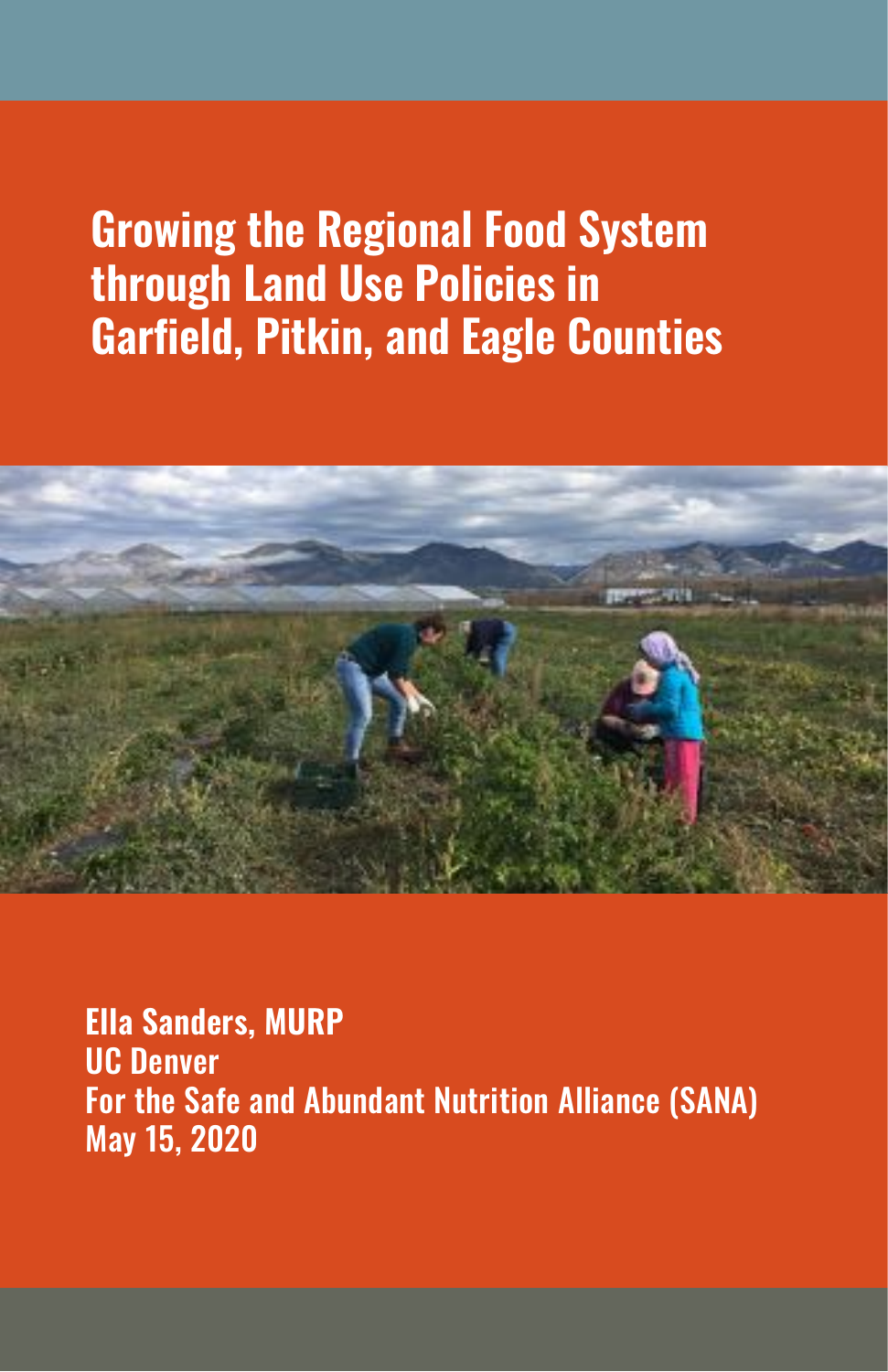# Growing the Regional Food System through Land Use Policies in Garfield, Pitkin, and Eagle Counties

**Ella Sanders, MURP**
**UC Denver**
**For the Safe and Abundant Nutrition Alliance (SANA)**
**May 15, 2020**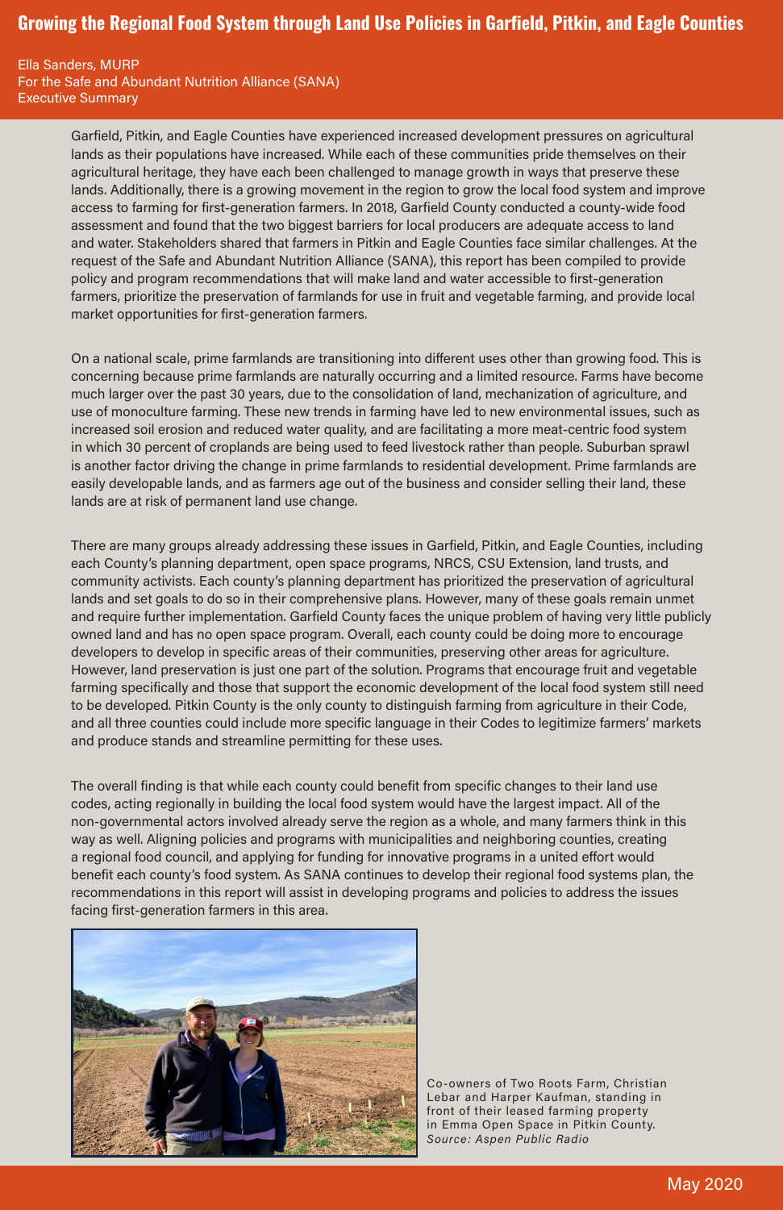# Growing the Regional Food System through Land Use Policies in Garfield, Pitkin, and Eagle Counties

Ella Sanders, MURP
For the Safe and Abundant Nutrition Alliance (SANA)
Executive Summary

Garfield, Pitkin, and Eagle Counties have experienced increased development pressures on agricultural lands as their populations have increased. While each of these communities pride themselves on their agricultural heritage, they have each been challenged to manage growth in ways that preserve these lands. Additionally, there is a growing movement in the region to grow the local food system and improve access to farming for first-generation farmers. In 2018, Garfield County conducted a county-wide food assessment and found that the two biggest barriers for local producers are adequate access to land and water. Stakeholders shared that farmers in Pitkin and Eagle Counties face similar challenges. At the request of the Safe and Abundant Nutrition Alliance (SANA), this report has been compiled to provide policy and program recommendations that will make land and water accessible to first-generation farmers, prioritize the preservation of farmlands for use in fruit and vegetable farming, and provide local market opportunities for first-generation farmers.

On a national scale, prime farmlands are transitioning into different uses other than growing food. This is concerning because prime farmlands are naturally occurring and a limited resource. Farms have become much larger over the past 30 years, due to the consolidation of land, mechanization of agriculture, and use of monoculture farming. These new trends in farming have led to new environmental issues, such as increased soil erosion and reduced water quality, and are facilitating a more meat-centric food system in which 30 percent of croplands are being used to feed livestock rather than people. Suburban sprawl is another factor driving the change in prime farmlands to residential development. Prime farmlands are easily developable lands, and as farmers age out of the business and consider selling their land, these lands are at risk of permanent land use change.

There are many groups already addressing these issues in Garfield, Pitkin, and Eagle Counties, including each County's planning department, open space programs, NRCS, CSU Extension, land trusts, and community activists. Each county's planning department has prioritized the preservation of agricultural lands and set goals to do so in their comprehensive plans. However, many of these goals remain unmet and require further implementation. Garfield County faces the unique problem of having very little publicly owned land and has no open space program. Overall, each county could be doing more to encourage developers to develop in specific areas of their communities, preserving other areas for agriculture. However, land preservation is just one part of the solution. Programs that encourage fruit and vegetable farming specifically and those that support the economic development of the local food system still need to be developed. Pitkin County is the only county to distinguish farming from agriculture in their Code, and all three counties could include more specific language in their Codes to legitimize farmers' markets and produce stands and streamline permitting for these uses.

The overall finding is that while each county could benefit from specific changes to their land use codes, acting regionally in building the local food system would have the largest impact. All of the non-governmental actors involved already serve the region as a whole, and many farmers think in this way as well. Aligning policies and programs with municipalities and neighboring counties, creating a regional food council, and applying for funding for innovative programs in a united effort would benefit each county's food system. As SANA continues to develop their regional food systems plan, the recommendations in this report will assist in developing programs and policies to address the issues facing first-generation farmers in this area.

Co-owners of Two Roots Farm, Christian Lebar and Harper Kaufman, standing in front of their leased farming property in Emma Open Space in Pitkin County. *Source: Aspen Public Radio*

May 2020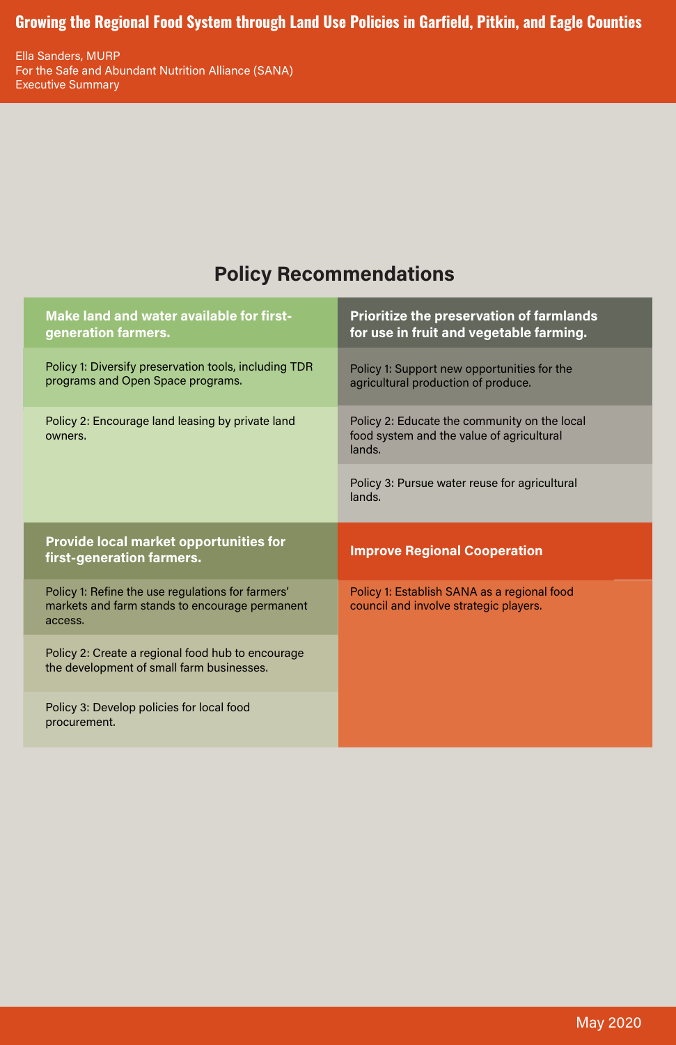# Growing the Regional Food System through Land Use Policies in Garfield, Pitkin, and Eagle Counties

Ella Sanders, MURP
For the Safe and Abundant Nutrition Alliance (SANA)
Executive Summary

## Policy Recommendations

### Make land and water available for first-generation farmers.

Policy 1: Diversify preservation tools, including TDR programs and Open Space programs.

Policy 2: Encourage land leasing by private land owners.

### Prioritize the preservation of farmlands for use in fruit and vegetable farming.

Policy 1: Support new opportunities for the agricultural production of produce.

Policy 2: Educate the community on the local food system and the value of agricultural lands.

Policy 3: Pursue water reuse for agricultural lands.

### Provide local market opportunities for first-generation farmers.

Policy 1: Refine the use regulations for farmers' markets and farm stands to encourage permanent access.

Policy 2: Create a regional food hub to encourage the development of small farm businesses.

Policy 3: Develop policies for local food procurement.

### Improve Regional Cooperation

Policy 1: Establish SANA as a regional food council and involve strategic players.

May 2020